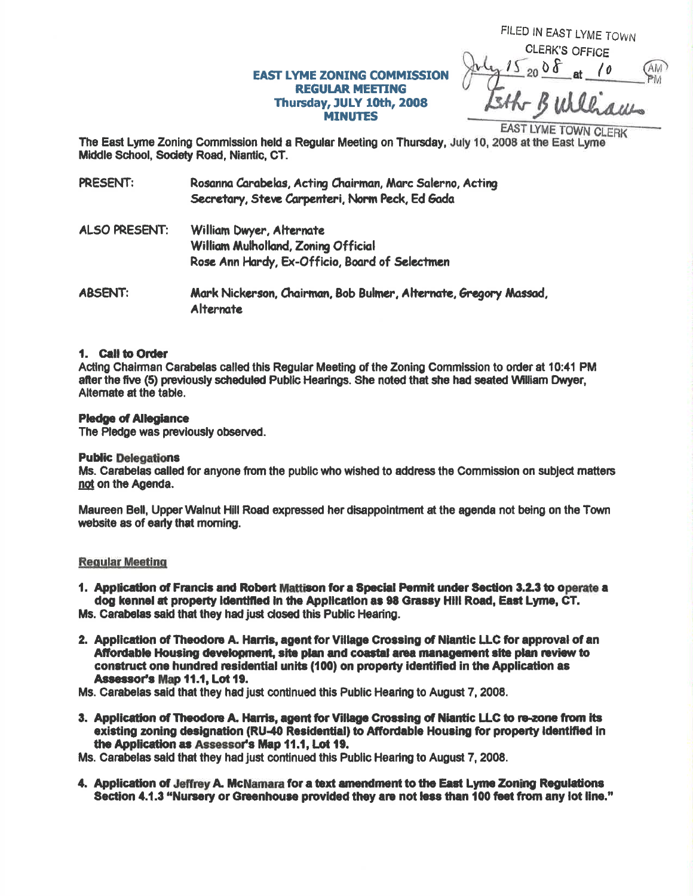FILED IN EAST LYME TOWN CLERK'S OFFICE
July 15 2008 at 10 AM
Esther B Williams
EAST LYME TOWN CLERK

# EAST LYME ZONING COMMISSION
## REGULAR MEETING
## Thursday, JULY 10th, 2008
## MINUTES

The East Lyme Zoning Commission held a Regular Meeting on Thursday, July 10, 2008 at the East Lyme Middle School, Society Road, Niantic, CT.

PRESENT: Rosanna Carabelas, Acting Chairman, Marc Salerno, Acting Secretary, Steve Carpenteri, Norm Peck, Ed Gada

ALSO PRESENT: William Dwyer, Alternate
William Mulholland, Zoning Official
Rose Ann Hardy, Ex-Officio, Board of Selectmen

ABSENT: Mark Nickerson, Chairman, Bob Bulmer, Alternate, Gregory Massad, Alternate

**1. Call to Order**
Acting Chairman Carabelas called this Regular Meeting of the Zoning Commission to order at 10:41 PM after the five (5) previously scheduled Public Hearings. She noted that she had seated William Dwyer, Alternate at the table.

**Pledge of Allegiance**
The Pledge was previously observed.

**Public Delegations**
Ms. Carabelas called for anyone from the public who wished to address the Commission on subject matters not on the Agenda.

Maureen Bell, Upper Walnut Hill Road expressed her disappointment at the agenda not being on the Town website as of early that morning.

**Regular Meeting**

1. **Application of Francis and Robert Mattison for a Special Permit under Section 3.2.3 to operate a dog kennel at property identified in the Application as 98 Grassy Hill Road, East Lyme, CT.**
Ms. Carabelas said that they had just closed this Public Hearing.

2. **Application of Theodore A. Harris, agent for Village Crossing of Niantic LLC for approval of an Affordable Housing development, site plan and coastal area management site plan review to construct one hundred residential units (100) on property identified in the Application as Assessor's Map 11.1, Lot 19.**
Ms. Carabelas said that they had just continued this Public Hearing to August 7, 2008.

3. **Application of Theodore A. Harris, agent for Village Crossing of Niantic LLC to re-zone from its existing zoning designation (RU-40 Residential) to Affordable Housing for property identified in the Application as Assessor's Map 11.1, Lot 19.**
Ms. Carabelas said that they had just continued this Public Hearing to August 7, 2008.

4. **Application of Jeffrey A. McNamara for a text amendment to the East Lyme Zoning Regulations Section 4.1.3 "Nursery or Greenhouse provided they are not less than 100 feet from any lot line."**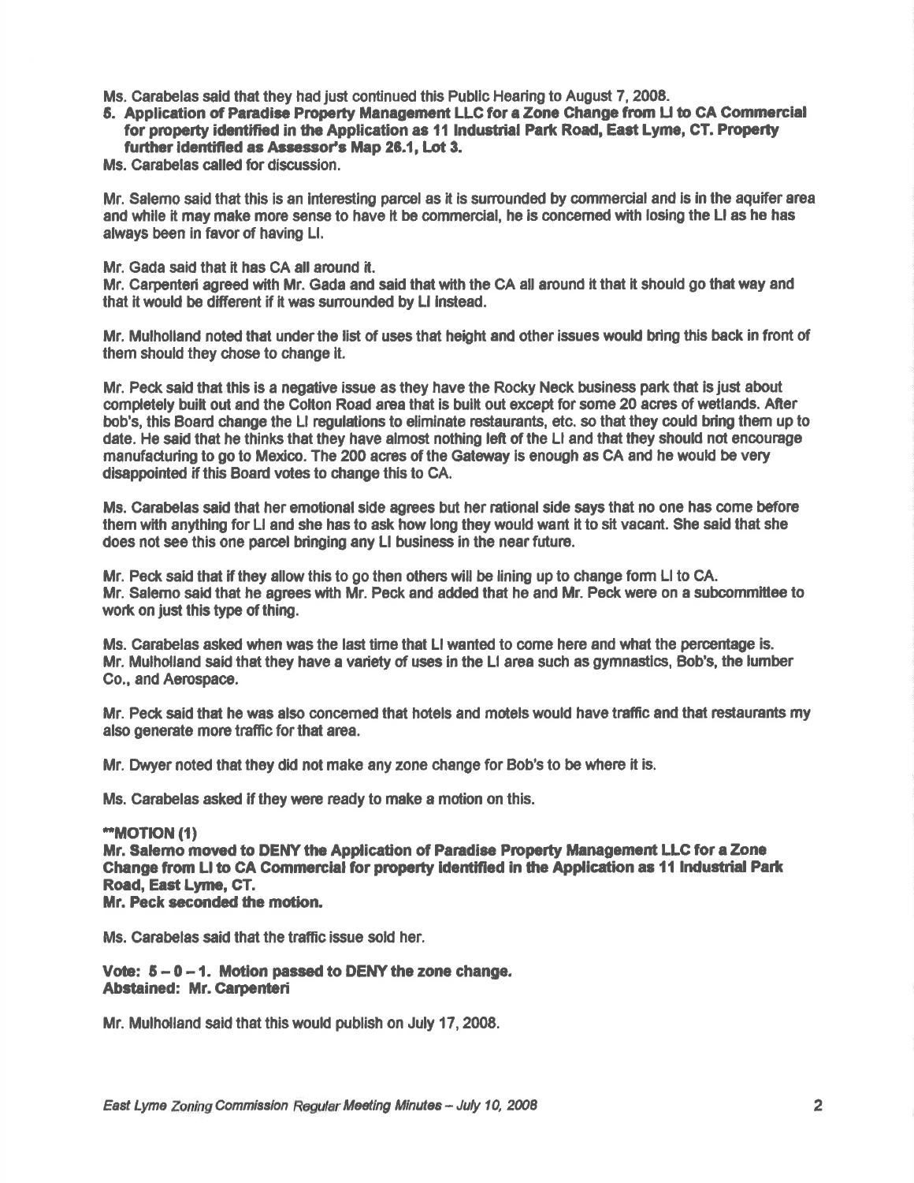Ms. Carabelas said that they had just continued this Public Hearing to August 7, 2008.

**5. Application of Paradise Property Management LLC for a Zone Change from LI to CA Commercial for property identified in the Application as 11 Industrial Park Road, East Lyme, CT. Property further identified as Assessor's Map 26.1, Lot 3.**

Ms. Carabelas called for discussion.

Mr. Salerno said that this is an interesting parcel as it is surrounded by commercial and is in the aquifer area and while it may make more sense to have it be commercial, he is concerned with losing the LI as he has always been in favor of having LI.

Mr. Gada said that it has CA all around it.
Mr. Carpenteri agreed with Mr. Gada and said that with the CA all around it that it should go that way and that it would be different if it was surrounded by LI instead.

Mr. Mulholland noted that under the list of uses that height and other issues would bring this back in front of them should they chose to change it.

Mr. Peck said that this is a negative issue as they have the Rocky Neck business park that is just about completely built out and the Colton Road area that is built out except for some 20 acres of wetlands. After bob's, this Board change the LI regulations to eliminate restaurants, etc. so that they could bring them up to date. He said that he thinks that they have almost nothing left of the LI and that they should not encourage manufacturing to go to Mexico. The 200 acres of the Gateway is enough as CA and he would be very disappointed if this Board votes to change this to CA.

Ms. Carabelas said that her emotional side agrees but her rational side says that no one has come before them with anything for LI and she has to ask how long they would want it to sit vacant. She said that she does not see this one parcel bringing any LI business in the near future.

Mr. Peck said that if they allow this to go then others will be lining up to change form LI to CA.
Mr. Salerno said that he agrees with Mr. Peck and added that he and Mr. Peck were on a subcommittee to work on just this type of thing.

Ms. Carabelas asked when was the last time that LI wanted to come here and what the percentage is.
Mr. Mulholland said that they have a variety of uses in the LI area such as gymnastics, Bob's, the lumber Co., and Aerospace.

Mr. Peck said that he was also concerned that hotels and motels would have traffic and that restaurants my also generate more traffic for that area.

Mr. Dwyer noted that they did not make any zone change for Bob's to be where it is.

Ms. Carabelas asked if they were ready to make a motion on this.

**MOTION (1)**
**Mr. Salerno moved to DENY the Application of Paradise Property Management LLC for a Zone Change from LI to CA Commercial for property identified in the Application as 11 Industrial Park Road, East Lyme, CT.**
**Mr. Peck seconded the motion.**

Ms. Carabelas said that the traffic issue sold her.

**Vote: 5 – 0 – 1. Motion passed to DENY the zone change.**
**Abstained: Mr. Carpenteri**

Mr. Mulholland said that this would publish on July 17, 2008.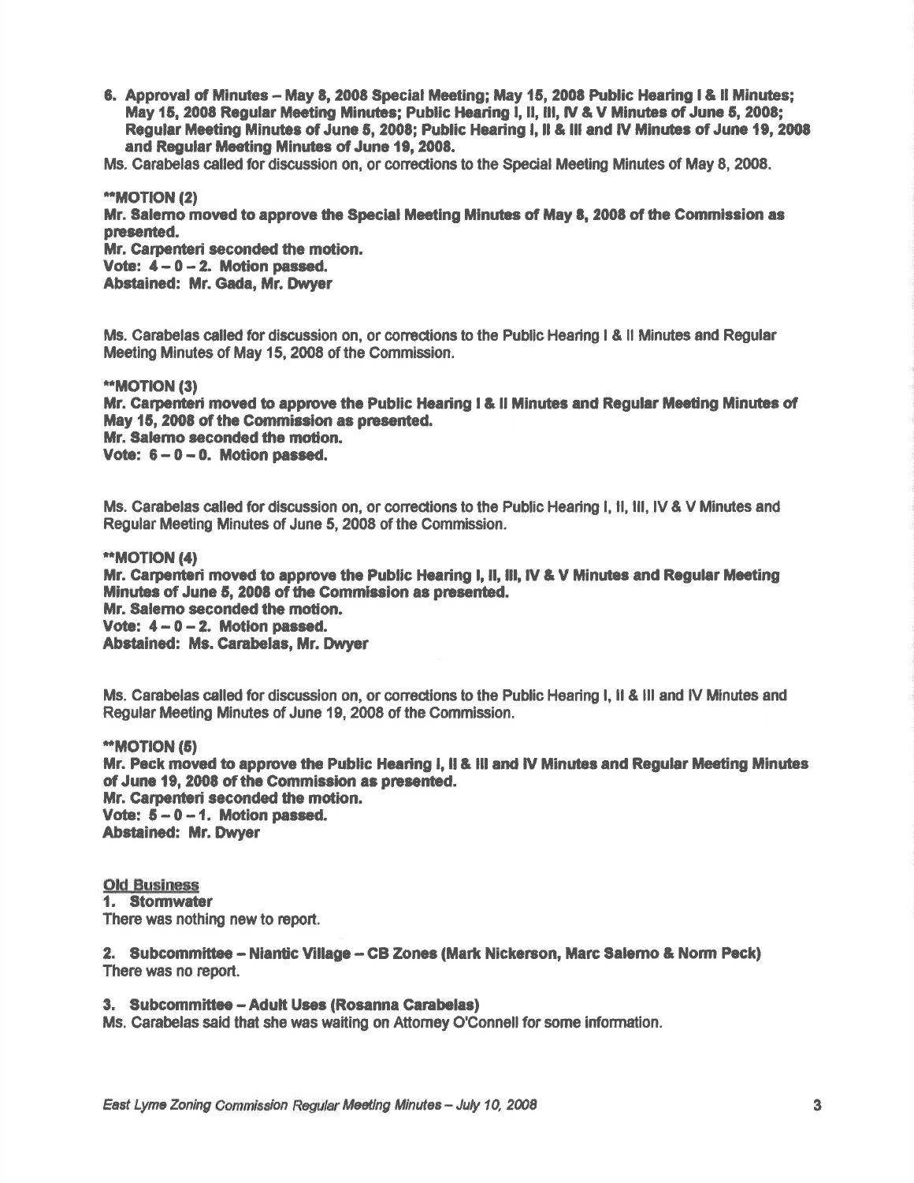**6. Approval of Minutes – May 8, 2008 Special Meeting; May 15, 2008 Public Hearing I & II Minutes; May 15, 2008 Regular Meeting Minutes; Public Hearing I, II, III, IV & V Minutes of June 5, 2008; Regular Meeting Minutes of June 5, 2008; Public Hearing I, II & III and IV Minutes of June 19, 2008 and Regular Meeting Minutes of June 19, 2008.**

Ms. Carabelas called for discussion on, or corrections to the Special Meeting Minutes of May 8, 2008.

****MOTION (2)**
**Mr. Salerno moved to approve the Special Meeting Minutes of May 8, 2008 of the Commission as presented.**
**Mr. Carpenteri seconded the motion.**
**Vote: 4 – 0 – 2. Motion passed.**
**Abstained: Mr. Gada, Mr. Dwyer**

Ms. Carabelas called for discussion on, or corrections to the Public Hearing I & II Minutes and Regular Meeting Minutes of May 15, 2008 of the Commission.

****MOTION (3)**
**Mr. Carpenteri moved to approve the Public Hearing I & II Minutes and Regular Meeting Minutes of May 15, 2008 of the Commission as presented.**
**Mr. Salerno seconded the motion.**
**Vote: 6 – 0 – 0. Motion passed.**

Ms. Carabelas called for discussion on, or corrections to the Public Hearing I, II, III, IV & V Minutes and Regular Meeting Minutes of June 5, 2008 of the Commission.

****MOTION (4)**
**Mr. Carpenteri moved to approve the Public Hearing I, II, III, IV & V Minutes and Regular Meeting Minutes of June 5, 2008 of the Commission as presented.**
**Mr. Salerno seconded the motion.**
**Vote: 4 – 0 – 2. Motion passed.**
**Abstained: Ms. Carabelas, Mr. Dwyer**

Ms. Carabelas called for discussion on, or corrections to the Public Hearing I, II & III and IV Minutes and Regular Meeting Minutes of June 19, 2008 of the Commission.

****MOTION (5)**
**Mr. Peck moved to approve the Public Hearing I, II & III and IV Minutes and Regular Meeting Minutes of June 19, 2008 of the Commission as presented.**
**Mr. Carpenteri seconded the motion.**
**Vote: 5 – 0 – 1. Motion passed.**
**Abstained: Mr. Dwyer**

**Old Business**

**1. Stormwater**
There was nothing new to report.

**2. Subcommittee – Niantic Village – CB Zones (Mark Nickerson, Marc Salerno & Norm Peck)**
There was no report.

**3. Subcommittee – Adult Uses (Rosanna Carabelas)**
Ms. Carabelas said that she was waiting on Attorney O'Connell for some information.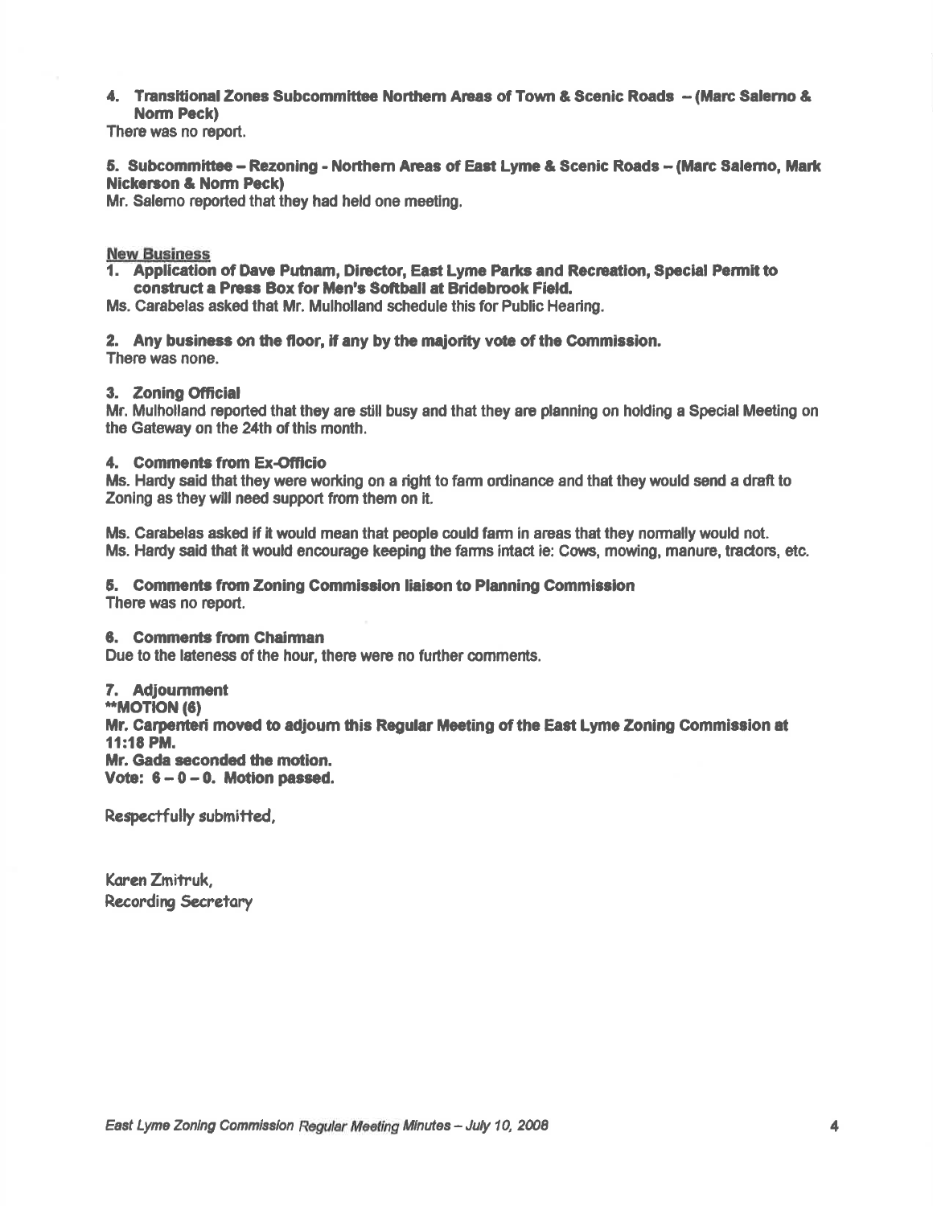**4. Transitional Zones Subcommittee Northern Areas of Town & Scenic Roads – (Marc Salerno & Norm Peck)**

There was no report.

**5. Subcommittee – Rezoning - Northern Areas of East Lyme & Scenic Roads – (Marc Salerno, Mark Nickerson & Norm Peck)**

Mr. Salerno reported that they had held one meeting.

<u>New Business</u>

**1. Application of Dave Putnam, Director, East Lyme Parks and Recreation, Special Permit to construct a Press Box for Men's Softball at Bridebrook Field.**

Ms. Carabelas asked that Mr. Mulholland schedule this for Public Hearing.

**2. Any business on the floor, if any by the majority vote of the Commission.**

There was none.

**3. Zoning Official**

Mr. Mulholland reported that they are still busy and that they are planning on holding a Special Meeting on the Gateway on the 24th of this month.

**4. Comments from Ex-Officio**

Ms. Hardy said that they were working on a right to farm ordinance and that they would send a draft to Zoning as they will need support from them on it.

Ms. Carabelas asked if it would mean that people could farm in areas that they normally would not.
Ms. Hardy said that it would encourage keeping the farms intact ie: Cows, mowing, manure, tractors, etc.

**5. Comments from Zoning Commission liaison to Planning Commission**

There was no report.

**6. Comments from Chairman**

Due to the lateness of the hour, there were no further comments.

**7. Adjournment**

****MOTION (6)**

**Mr. Carpenteri moved to adjourn this Regular Meeting of the East Lyme Zoning Commission at 11:18 PM.**

**Mr. Gada seconded the motion.**

**Vote: 6 – 0 – 0. Motion passed.**

Respectfully submitted,

Karen Zmitruk,
Recording Secretary